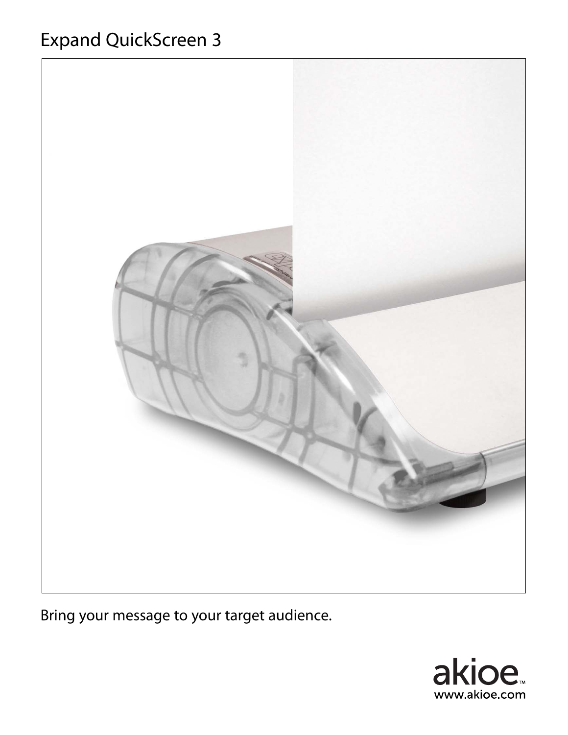# Expand QuickScreen 3

Bring your message to your target audience.

akioe™
www.akioe.com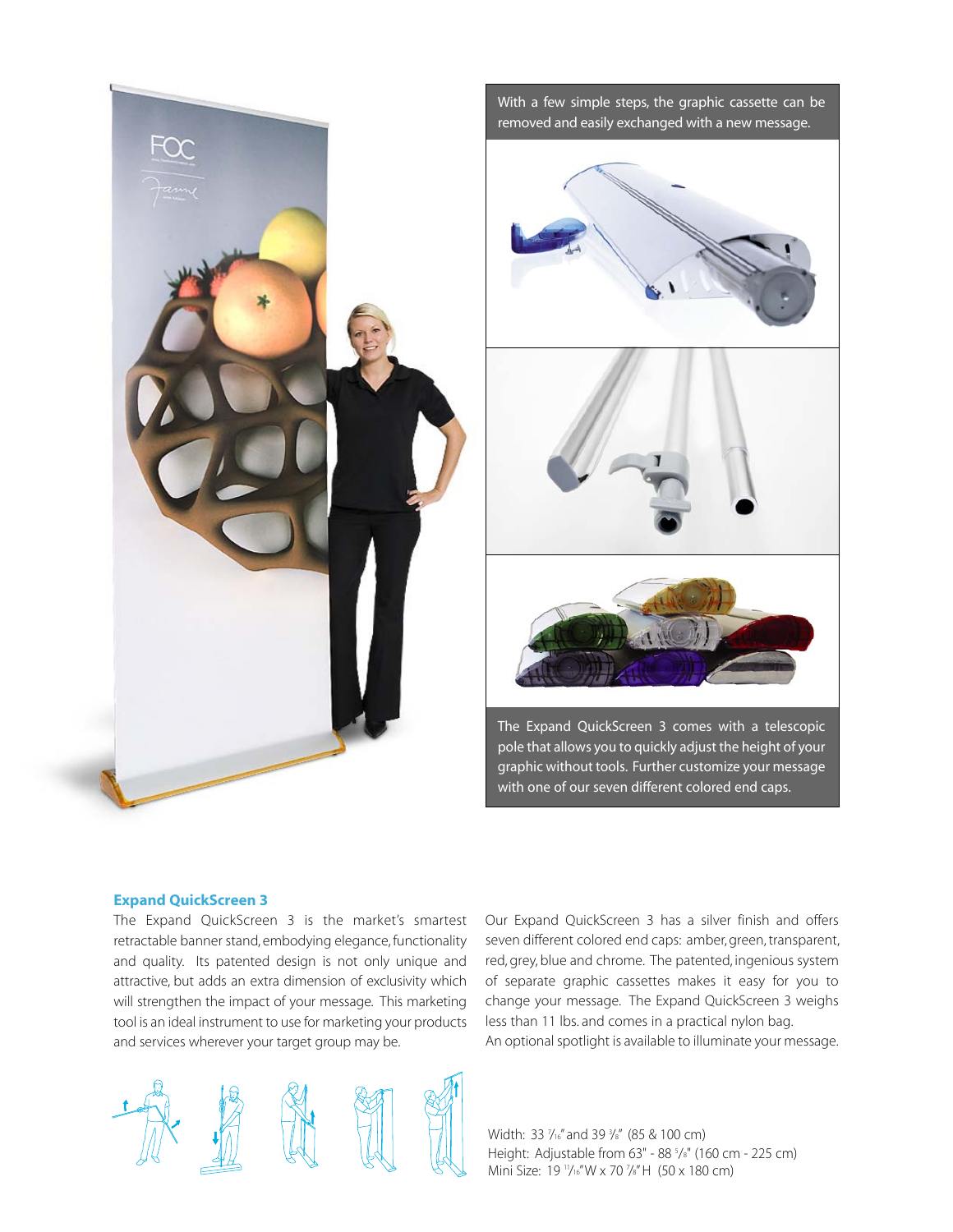With a few simple steps, the graphic cassette can be removed and easily exchanged with a new message.

The Expand QuickScreen 3 comes with a telescopic pole that allows you to quickly adjust the height of your graphic without tools. Further customize your message with one of our seven different colored end caps.

### Expand QuickScreen 3

The Expand QuickScreen 3 is the market's smartest retractable banner stand, embodying elegance, functionality and quality. Its patented design is not only unique and attractive, but adds an extra dimension of exclusivity which will strengthen the impact of your message. This marketing tool is an ideal instrument to use for marketing your products and services wherever your target group may be.

Our Expand QuickScreen 3 has a silver finish and offers seven different colored end caps: amber, green, transparent, red, grey, blue and chrome. The patented, ingenious system of separate graphic cassettes makes it easy for you to change your message. The Expand QuickScreen 3 weighs less than 11 lbs. and comes in a practical nylon bag.
An optional spotlight is available to illuminate your message.

Width: 33 7/16" and 39 3/8" (85 & 100 cm)
Height: Adjustable from 63" - 88 5/8" (160 cm - 225 cm)
Mini Size: 19 11/16"W x 70 7/8"H (50 x 180 cm)